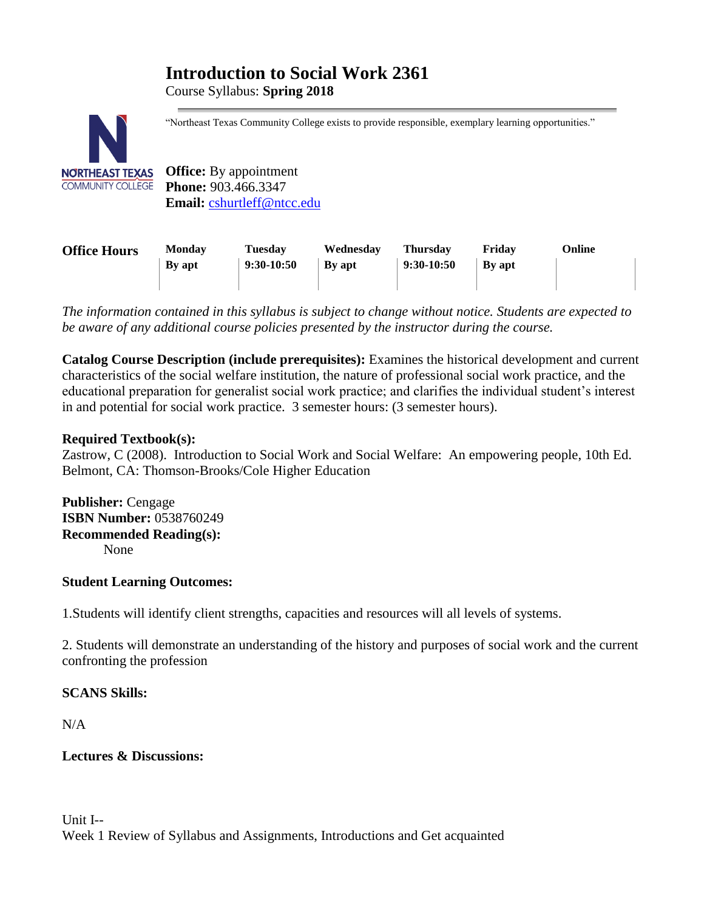# Introduction to Social Work 2361

Course Syllabus: **Spring 2018**

"Northeast Texas Community College exists to provide responsible, exemplary learning opportunities."

**Office:** By appointment
**Phone:** 903.466.3347
**Email:** cshurtleff@ntcc.edu

| Office Hours | Monday | Tuesday | Wednesday | Thursday | Friday | Online |
|---|---|---|---|---|---|---|
| | By apt | 9:30-10:50 | By apt | 9:30-10:50 | By apt | |

*The information contained in this syllabus is subject to change without notice. Students are expected to be aware of any additional course policies presented by the instructor during the course.*

**Catalog Course Description (include prerequisites):** Examines the historical development and current characteristics of the social welfare institution, the nature of professional social work practice, and the educational preparation for generalist social work practice; and clarifies the individual student's interest in and potential for social work practice. 3 semester hours: (3 semester hours).

**Required Textbook(s):**
Zastrow, C (2008). Introduction to Social Work and Social Welfare: An empowering people, 10th Ed. Belmont, CA: Thomson-Brooks/Cole Higher Education

**Publisher:** Cengage
**ISBN Number:** 0538760249
**Recommended Reading(s):**
None

**Student Learning Outcomes:**

1.Students will identify client strengths, capacities and resources will all levels of systems.

2. Students will demonstrate an understanding of the history and purposes of social work and the current confronting the profession

**SCANS Skills:**

N/A

**Lectures & Discussions:**

Unit I--
Week 1 Review of Syllabus and Assignments, Introductions and Get acquainted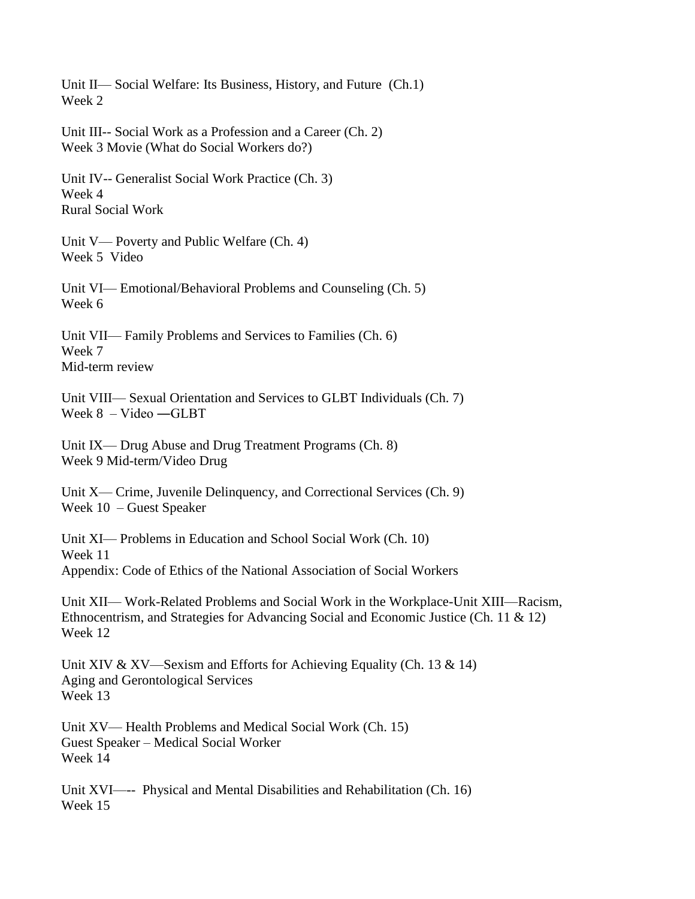Unit II— Social Welfare: Its Business, History, and Future (Ch.1)
Week 2

Unit III-- Social Work as a Profession and a Career (Ch. 2)
Week 3 Movie (What do Social Workers do?)

Unit IV-- Generalist Social Work Practice (Ch. 3)
Week 4
Rural Social Work

Unit V— Poverty and Public Welfare (Ch. 4)
Week 5 Video

Unit VI— Emotional/Behavioral Problems and Counseling (Ch. 5)
Week 6

Unit VII— Family Problems and Services to Families (Ch. 6)
Week 7
Mid-term review

Unit VIII— Sexual Orientation and Services to GLBT Individuals (Ch. 7)
Week 8 – Video ―GLBT

Unit IX— Drug Abuse and Drug Treatment Programs (Ch. 8)
Week 9 Mid-term/Video Drug

Unit X— Crime, Juvenile Delinquency, and Correctional Services (Ch. 9)
Week 10 – Guest Speaker

Unit XI— Problems in Education and School Social Work (Ch. 10)
Week 11
Appendix: Code of Ethics of the National Association of Social Workers

Unit XII— Work-Related Problems and Social Work in the Workplace-Unit XIII—Racism, Ethnocentrism, and Strategies for Advancing Social and Economic Justice (Ch. 11 & 12)
Week 12

Unit XIV & XV—Sexism and Efforts for Achieving Equality (Ch. 13 & 14)
Aging and Gerontological Services
Week 13

Unit XV— Health Problems and Medical Social Work (Ch. 15)
Guest Speaker – Medical Social Worker
Week 14

Unit XVI—-- Physical and Mental Disabilities and Rehabilitation (Ch. 16)
Week 15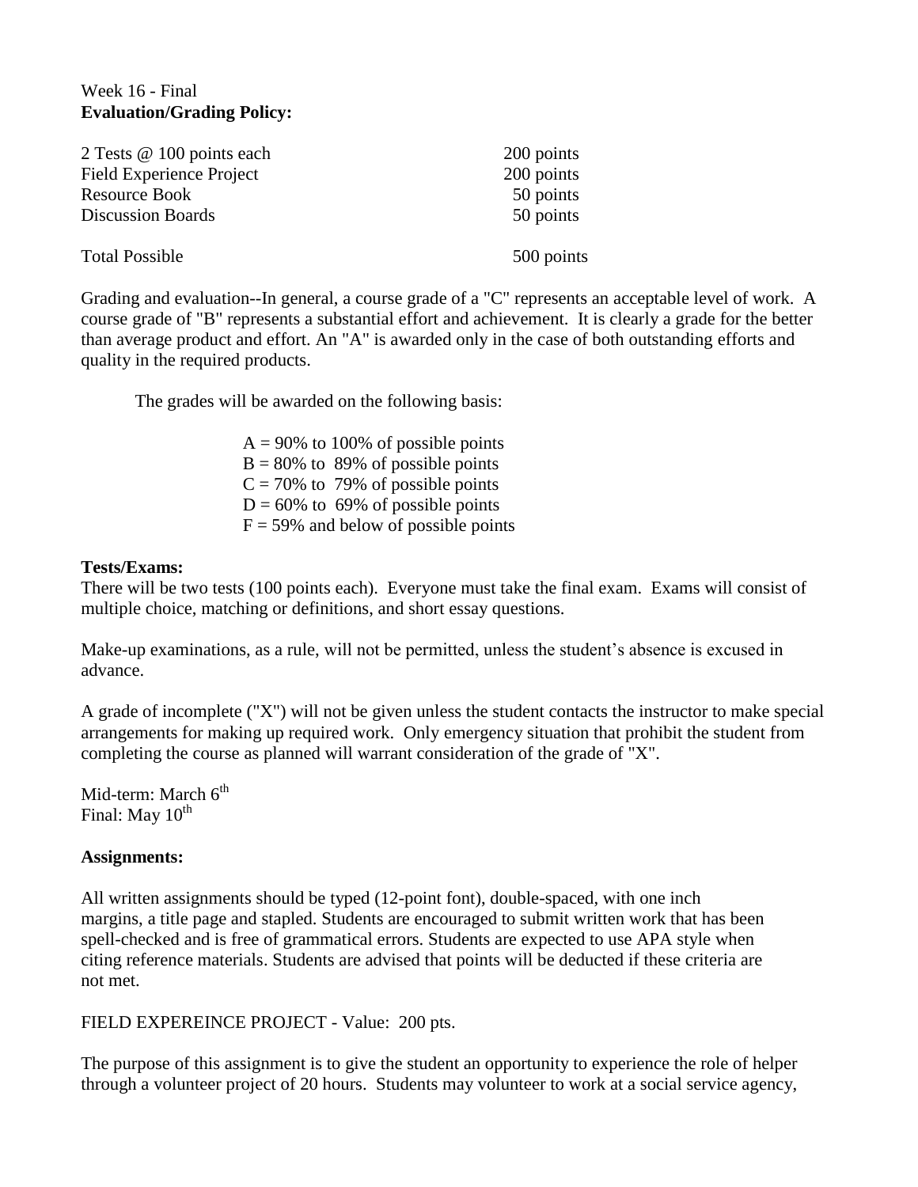Week 16 - Final

**Evaluation/Grading Policy:**

| | |
|---|---|
| 2 Tests @ 100 points each | 200 points |
| Field Experience Project | 200 points |
| Resource Book | 50 points |
| Discussion Boards | 50 points |
| Total Possible | 500 points |

Grading and evaluation--In general, a course grade of a "C" represents an acceptable level of work. A course grade of "B" represents a substantial effort and achievement. It is clearly a grade for the better than average product and effort. An "A" is awarded only in the case of both outstanding efforts and quality in the required products.

The grades will be awarded on the following basis:

A = 90% to 100% of possible points
B = 80% to 89% of possible points
C = 70% to 79% of possible points
D = 60% to 69% of possible points
F = 59% and below of possible points

**Tests/Exams:**

There will be two tests (100 points each). Everyone must take the final exam. Exams will consist of multiple choice, matching or definitions, and short essay questions.

Make-up examinations, as a rule, will not be permitted, unless the student's absence is excused in advance.

A grade of incomplete ("X") will not be given unless the student contacts the instructor to make special arrangements for making up required work. Only emergency situation that prohibit the student from completing the course as planned will warrant consideration of the grade of "X".

Mid-term: March 6th
Final: May 10th

**Assignments:**

All written assignments should be typed (12-point font), double-spaced, with one inch margins, a title page and stapled. Students are encouraged to submit written work that has been spell-checked and is free of grammatical errors. Students are expected to use APA style when citing reference materials. Students are advised that points will be deducted if these criteria are not met.

FIELD EXPEREINCE PROJECT - Value: 200 pts.

The purpose of this assignment is to give the student an opportunity to experience the role of helper through a volunteer project of 20 hours. Students may volunteer to work at a social service agency,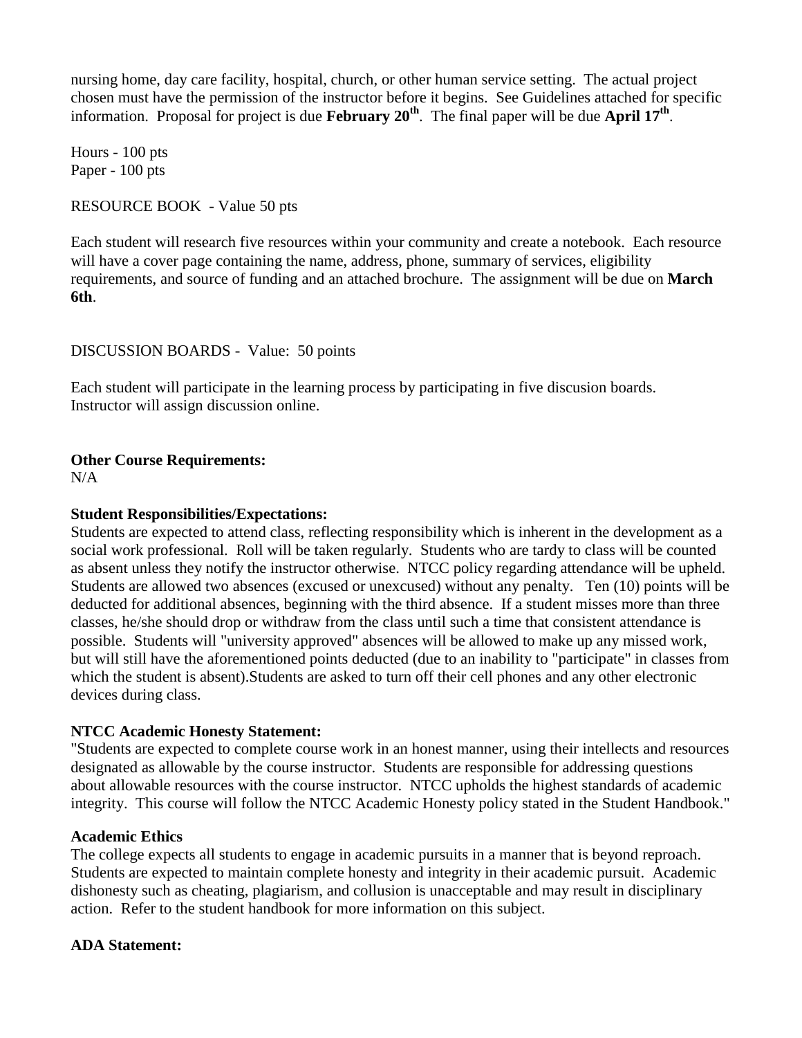nursing home, day care facility, hospital, church, or other human service setting. The actual project chosen must have the permission of the instructor before it begins. See Guidelines attached for specific information. Proposal for project is due **February 20th**. The final paper will be due **April 17th**.

Hours - 100 pts
Paper - 100 pts

RESOURCE BOOK - Value 50 pts

Each student will research five resources within your community and create a notebook. Each resource will have a cover page containing the name, address, phone, summary of services, eligibility requirements, and source of funding and an attached brochure. The assignment will be due on **March 6th**.

DISCUSSION BOARDS - Value: 50 points

Each student will participate in the learning process by participating in five discusion boards. Instructor will assign discussion online.

**Other Course Requirements:**
N/A

**Student Responsibilities/Expectations:**
Students are expected to attend class, reflecting responsibility which is inherent in the development as a social work professional. Roll will be taken regularly. Students who are tardy to class will be counted as absent unless they notify the instructor otherwise. NTCC policy regarding attendance will be upheld. Students are allowed two absences (excused or unexcused) without any penalty. Ten (10) points will be deducted for additional absences, beginning with the third absence. If a student misses more than three classes, he/she should drop or withdraw from the class until such a time that consistent attendance is possible. Students will "university approved" absences will be allowed to make up any missed work, but will still have the aforementioned points deducted (due to an inability to "participate" in classes from which the student is absent).Students are asked to turn off their cell phones and any other electronic devices during class.

**NTCC Academic Honesty Statement:**
"Students are expected to complete course work in an honest manner, using their intellects and resources designated as allowable by the course instructor. Students are responsible for addressing questions about allowable resources with the course instructor. NTCC upholds the highest standards of academic integrity. This course will follow the NTCC Academic Honesty policy stated in the Student Handbook."

**Academic Ethics**
The college expects all students to engage in academic pursuits in a manner that is beyond reproach. Students are expected to maintain complete honesty and integrity in their academic pursuit. Academic dishonesty such as cheating, plagiarism, and collusion is unacceptable and may result in disciplinary action. Refer to the student handbook for more information on this subject.

**ADA Statement:**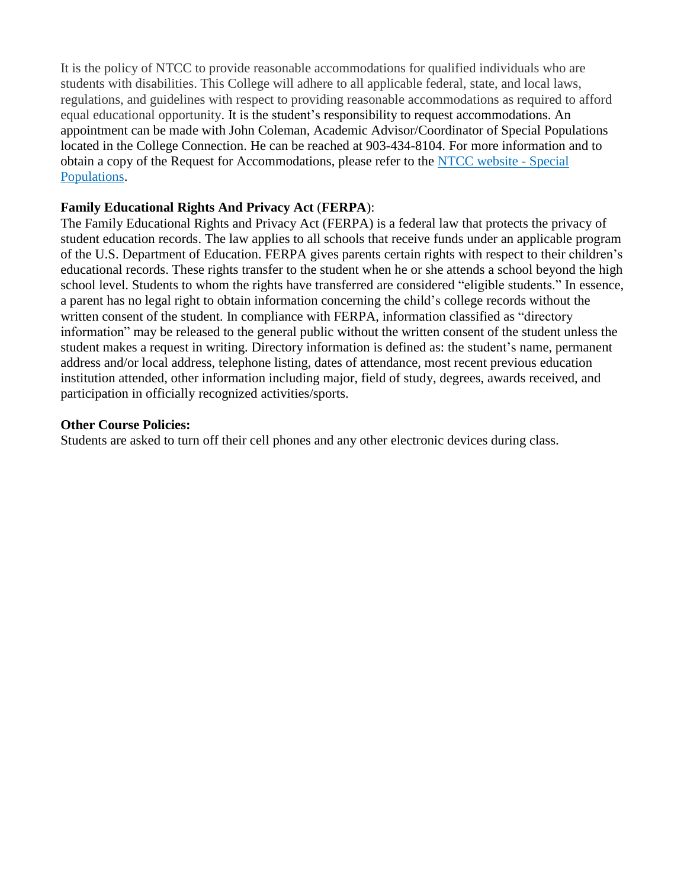It is the policy of NTCC to provide reasonable accommodations for qualified individuals who are students with disabilities. This College will adhere to all applicable federal, state, and local laws, regulations, and guidelines with respect to providing reasonable accommodations as required to afford equal educational opportunity. It is the student's responsibility to request accommodations. An appointment can be made with John Coleman, Academic Advisor/Coordinator of Special Populations located in the College Connection. He can be reached at 903-434-8104. For more information and to obtain a copy of the Request for Accommodations, please refer to the NTCC website - Special Populations.

**Family Educational Rights And Privacy Act** (**FERPA**):

The Family Educational Rights and Privacy Act (FERPA) is a federal law that protects the privacy of student education records. The law applies to all schools that receive funds under an applicable program of the U.S. Department of Education. FERPA gives parents certain rights with respect to their children's educational records. These rights transfer to the student when he or she attends a school beyond the high school level. Students to whom the rights have transferred are considered "eligible students." In essence, a parent has no legal right to obtain information concerning the child's college records without the written consent of the student. In compliance with FERPA, information classified as "directory information" may be released to the general public without the written consent of the student unless the student makes a request in writing. Directory information is defined as: the student's name, permanent address and/or local address, telephone listing, dates of attendance, most recent previous education institution attended, other information including major, field of study, degrees, awards received, and participation in officially recognized activities/sports.

**Other Course Policies:**

Students are asked to turn off their cell phones and any other electronic devices during class.